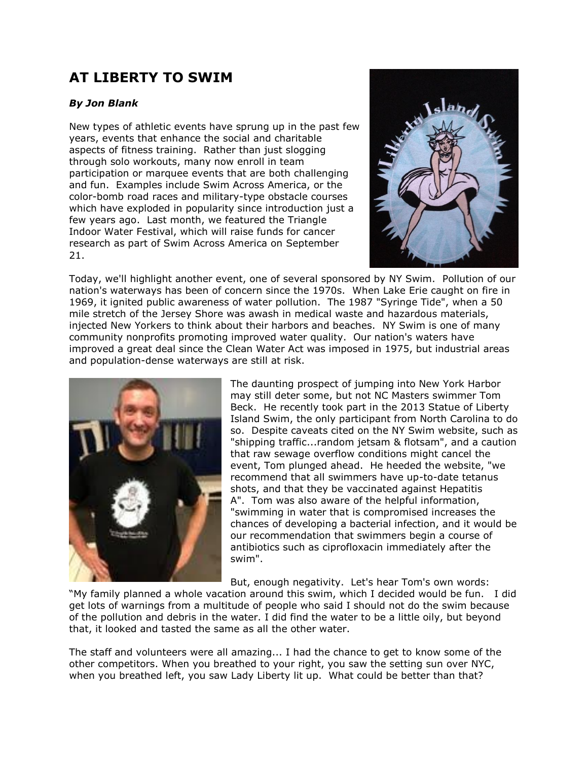# AT LIBERTY TO SWIM

***By Jon Blank***

New types of athletic events have sprung up in the past few years, events that enhance the social and charitable aspects of fitness training. Rather than just slogging through solo workouts, many now enroll in team participation or marquee events that are both challenging and fun. Examples include Swim Across America, or the color-bomb road races and military-type obstacle courses which have exploded in popularity since introduction just a few years ago. Last month, we featured the Triangle Indoor Water Festival, which will raise funds for cancer research as part of Swim Across America on September 21.

Today, we'll highlight another event, one of several sponsored by NY Swim. Pollution of our nation's waterways has been of concern since the 1970s. When Lake Erie caught on fire in 1969, it ignited public awareness of water pollution. The 1987 "Syringe Tide", when a 50 mile stretch of the Jersey Shore was awash in medical waste and hazardous materials, injected New Yorkers to think about their harbors and beaches. NY Swim is one of many community nonprofits promoting improved water quality. Our nation's waters have improved a great deal since the Clean Water Act was imposed in 1975, but industrial areas and population-dense waterways are still at risk.

The daunting prospect of jumping into New York Harbor may still deter some, but not NC Masters swimmer Tom Beck. He recently took part in the 2013 Statue of Liberty Island Swim, the only participant from North Carolina to do so. Despite caveats cited on the NY Swim website, such as "shipping traffic...random jetsam & flotsam", and a caution that raw sewage overflow conditions might cancel the event, Tom plunged ahead. He heeded the website, "we recommend that all swimmers have up-to-date tetanus shots, and that they be vaccinated against Hepatitis A". Tom was also aware of the helpful information, "swimming in water that is compromised increases the chances of developing a bacterial infection, and it would be our recommendation that swimmers begin a course of antibiotics such as ciprofloxacin immediately after the swim".

But, enough negativity. Let's hear Tom's own words:
"My family planned a whole vacation around this swim, which I decided would be fun. I did get lots of warnings from a multitude of people who said I should not do the swim because of the pollution and debris in the water. I did find the water to be a little oily, but beyond that, it looked and tasted the same as all the other water.

The staff and volunteers were all amazing... I had the chance to get to know some of the other competitors. When you breathed to your right, you saw the setting sun over NYC, when you breathed left, you saw Lady Liberty lit up. What could be better than that?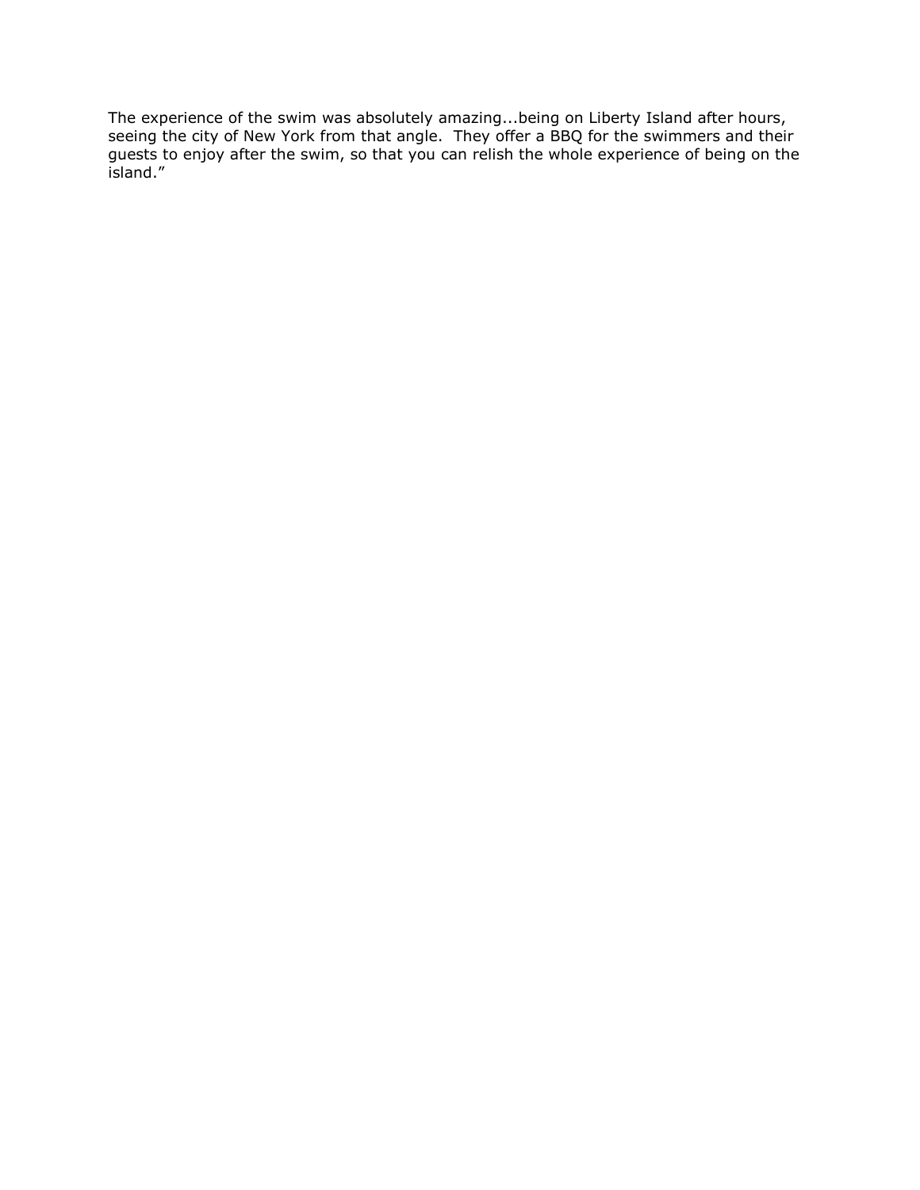The experience of the swim was absolutely amazing...being on Liberty Island after hours, seeing the city of New York from that angle. They offer a BBQ for the swimmers and their guests to enjoy after the swim, so that you can relish the whole experience of being on the island."